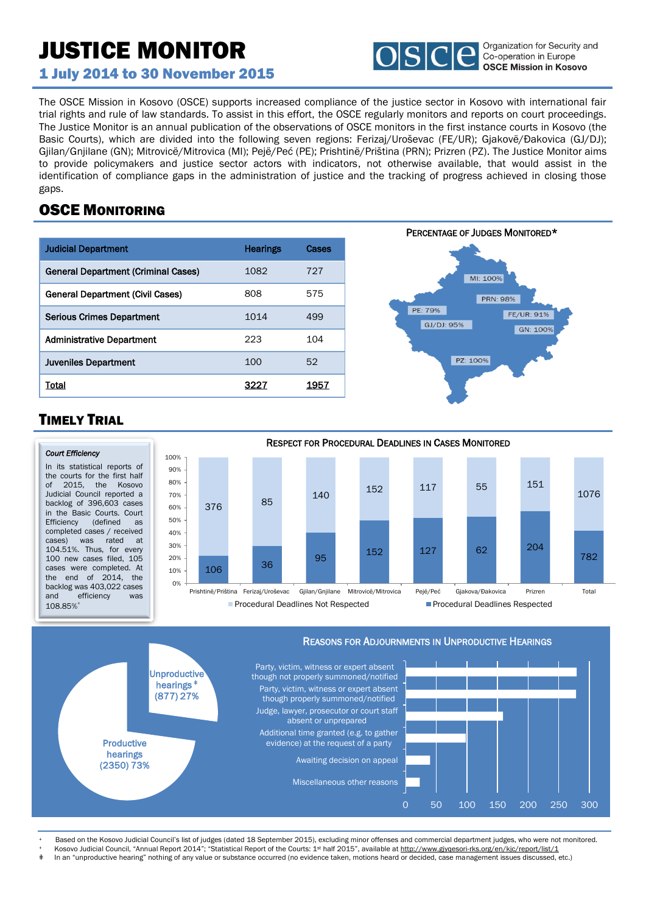# JUSTICE MONITOR

## 1 July 2014 to 30 November 2015

Organization for Security and Co-operation in Europe
**OSCE Mission in Kosovo**

The OSCE Mission in Kosovo (OSCE) supports increased compliance of the justice sector in Kosovo with international fair trial rights and rule of law standards. To assist in this effort, the OSCE regularly monitors and reports on court proceedings. The Justice Monitor is an annual publication of the observations of OSCE monitors in the first instance courts in Kosovo (the Basic Courts), which are divided into the following seven regions: Ferizaj/Uroševac (FE/UR); Gjakovë/Đakovica (GJ/DJ); Gjilan/Gnjilane (GN); Mitrovicë/Mitrovica (MI); Pejë/Peć (PE); Prishtinë/Priština (PRN); Prizren (PZ). The Justice Monitor aims to provide policymakers and justice sector actors with indicators, not otherwise available, that would assist in the identification of compliance gaps in the administration of justice and the tracking of progress achieved in closing those gaps.

## OSCE MONITORING

| Judicial Department | Hearings | Cases |
|---|---|---|
| General Department (Criminal Cases) | 1082 | 727 |
| General Department (Civil Cases) | 808 | 575 |
| Serious Crimes Department | 1014 | 499 |
| Administrative Department | 223 | 104 |
| Juveniles Department | 100 | 52 |
| Total | 3227 | 1957 |

**PERCENTAGE OF JUDGES MONITORED***

MI: 100%; PRN: 98%; PE: 79%; FE/UR: 91%; GJ/DJ: 95%; GN: 100%; PZ: 100%

## TIMELY TRIAL

*Court Efficiency*

In its statistical reports of the courts for the first half of 2015, the Kosovo Judicial Council reported a backlog of 396,603 cases in the Basic Courts. Court Efficiency (defined as completed cases / received cases) was rated at 104.51%. Thus, for every 100 new cases filed, 105 cases were completed. At the end of 2014, the backlog was 403,022 cases and efficiency was 108.85%[+]

**RESPECT FOR PROCEDURAL DEADLINES IN CASES MONITORED**

| Court | Procedural Deadlines Not Respected | Procedural Deadlines Respected |
|---|---|---|
| Prishtinë/Priština | 376 | 106 |
| Ferizaj/Uroševac | 85 | 36 |
| Gjilan/Gjnilane | 140 | 95 |
| Mitrovicë/Mitrovica | 152 | 152 |
| Pejë/Peć | 117 | 127 |
| Gjakova/Đakovica | 55 | 62 |
| Prizren | 151 | 204 |
| Total | 1076 | 782 |

Productive hearings (2350) 73%; Unproductive hearings‡ (877) 27%

**REASONS FOR ADJOURNMENTS IN UNPRODUCTIVE HEARINGS**

- Party, victim, witness or expert absent though not properly summoned/notified
- Party, victim, witness or expert absent though properly summoned/notified
- Judge, lawyer, prosecutor or court staff absent or unprepared
- Additional time granted (e.g. to gather evidence) at the request of a party
- Awaiting decision on appeal
- Miscellaneous other reasons

---

\* Based on the Kosovo Judicial Council's list of judges (dated 18 September 2015), excluding minor offenses and commercial department judges, who were not monitored.

\+ Kosovo Judicial Council, "Annual Report 2014"; "Statistical Report of the Courts: 1st half 2015", available at http://www.gjyqesori-rks.org/en/kjc/report/list/1

‡ In an "unproductive hearing" nothing of any value or substance occurred (no evidence taken, motions heard or decided, case management issues discussed, etc.)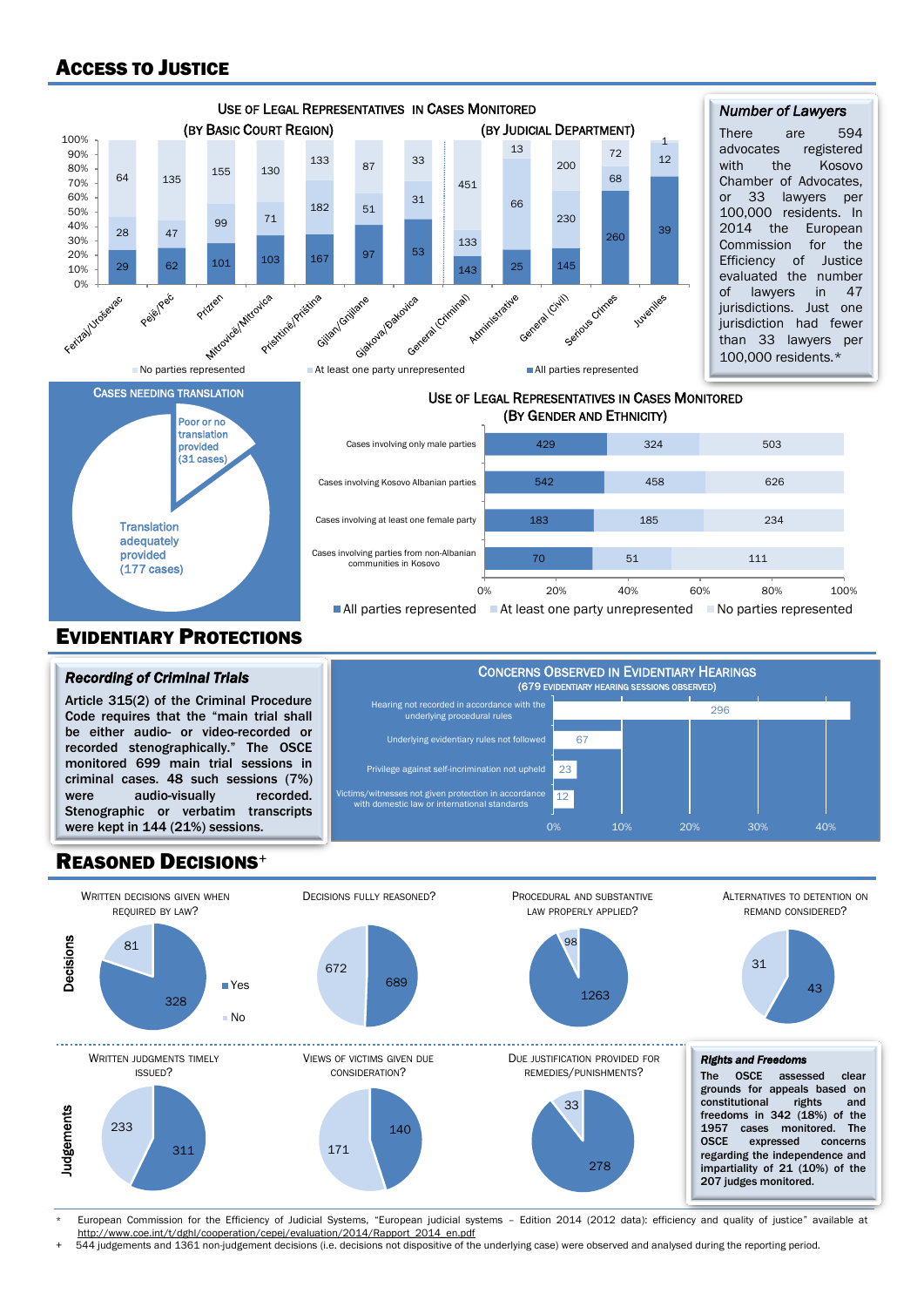# Access to Justice

## Use of Legal Representatives in Cases Monitored

(By Basic Court Region) (By Judicial Department)

100%
90%
80%
70%
60%
50%
40%
30%
20%
10%
0%

Ferizaj/Uroševac: 64, 28, 29
Pejë/Peć: 135, 47, 62
Prizren: 155, 99, 101
Mitrovicë/Mitrovica: 130, 71, 103
Prishtinë/Priština: 133, 182, 167
Gjilan/Gnjilane: 87, 51, 97
Gjakova/Đakovica: 33, 31, 53
General (Criminal): 451, 133, 143
Administrative: 13, 66, 25
General (Civil): 200, 230, 145
Serious Crimes: 72, 68, 260
Juveniles: 1, 12, 39

No parties represented
At least one party unrepresented
All parties represented

### *Number of Lawyers*

There are 594 advocates registered with the Kosovo Chamber of Advocates, or 33 lawyers per 100,000 residents. In 2014 the European Commission for the Efficiency of Justice evaluated the number of lawyers in 47 jurisdictions. Just one jurisdiction had fewer than 33 lawyers per 100,000 residents.*

## Cases Needing Translation

Poor or no translation provided (31 cases)

Translation adequately provided (177 cases)

## Use of Legal Representatives in Cases Monitored (By Gender and Ethnicity)

Cases involving only male parties: 429, 324, 503
Cases involving Kosovo Albanian parties: 542, 458, 626
Cases involving at least one female party: 183, 185, 234
Cases involving parties from non-Albanian communities in Kosovo: 70, 51, 111

0% 20% 40% 60% 80% 100%

All parties represented
At least one party unrepresented
No parties represented

# Evidentiary Protections

### *Recording of Criminal Trials*

**Article 315(2) of the Criminal Procedure Code requires that the "main trial shall be either audio- or video-recorded or recorded stenographically." The OSCE monitored 699 main trial sessions in criminal cases. 48 such sessions (7%) were audio-visually recorded. Stenographic or verbatim transcripts were kept in 144 (21%) sessions.**

## Concerns Observed in Evidentiary Hearings

(679 evidentiary hearing sessions observed)

Hearing not recorded in accordance with the underlying procedural rules: 296
Underlying evidentiary rules not followed: 67
Privilege against self-incrimination not upheld: 23
Victims/witnesses not given protection in accordance with domestic law or international standards: 12

0% 10% 20% 30% 40%

# Reasoned Decisions+

**Decisions**

Written decisions given when required by law?
81
328
Yes
No

Decisions fully reasoned?
672
689

Procedural and substantive law properly applied?
98
1263

Alternatives to detention on remand considered?
31
43

**Judgements**

Written judgments timely issued?
233
311

Views of victims given due consideration?
171
140

Due justification provided for remedies/punishments?
33
278

### *Rights and Freedoms*

**The OSCE assessed clear grounds for appeals based on constitutional rights and freedoms in 342 (18%) of the 1957 cases monitored. The OSCE expressed concerns regarding the independence and impartiality of 21 (10%) of the 207 judges monitored.**

---

\* European Commission for the Efficiency of Judicial Systems, "European judicial systems – Edition 2014 (2012 data): efficiency and quality of justice" available at http://www.coe.int/t/dghl/cooperation/cepej/evaluation/2014/Rapport_2014_en.pdf

\+ 544 judgements and 1361 non-judgement decisions (i.e. decisions not dispositive of the underlying case) were observed and analysed during the reporting period.